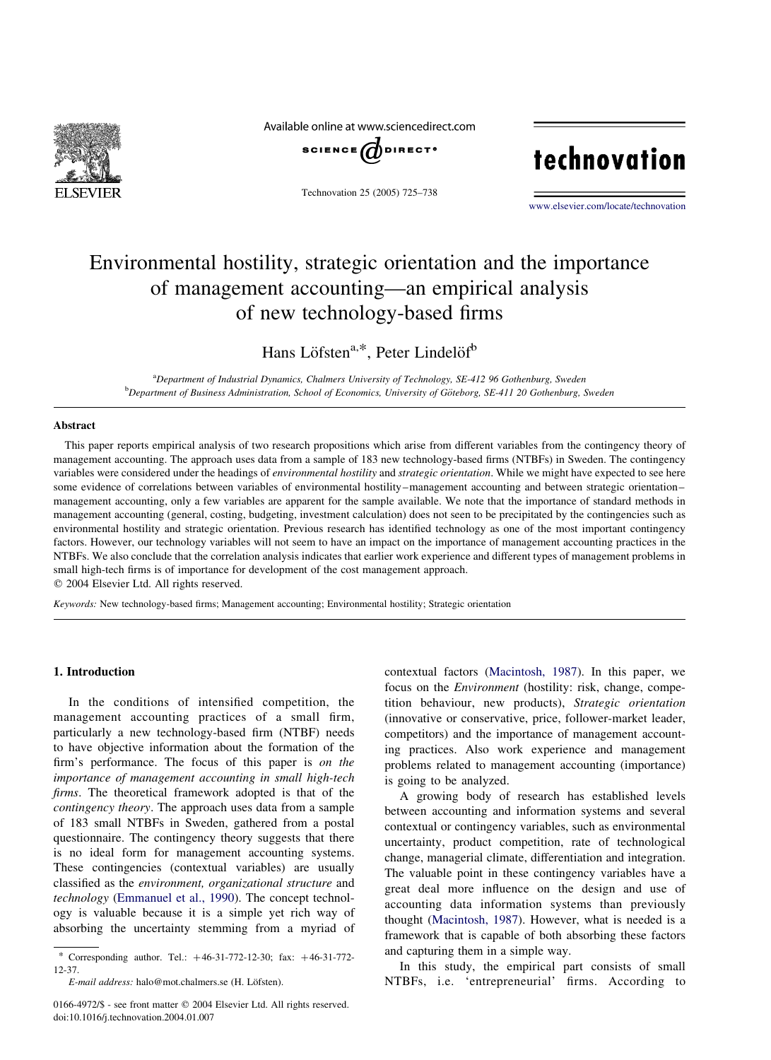# Environmental hostility, strategic orientation and the importance of management accounting—an empirical analysis of new technology-based firms

Hans Löfsten[a,*], Peter Lindelöf[b]

[a]Department of Industrial Dynamics, Chalmers University of Technology, SE-412 96 Gothenburg, Sweden

[b]Department of Business Administration, School of Economics, University of Göteborg, SE-411 20 Gothenburg, Sweden

## Abstract

This paper reports empirical analysis of two research propositions which arise from different variables from the contingency theory of management accounting. The approach uses data from a sample of 183 new technology-based firms (NTBFs) in Sweden. The contingency variables were considered under the headings of *environmental hostility* and *strategic orientation*. While we might have expected to see here some evidence of correlations between variables of environmental hostility–management accounting and between strategic orientation–management accounting, only a few variables are apparent for the sample available. We note that the importance of standard methods in management accounting (general, costing, budgeting, investment calculation) does not seen to be precipitated by the contingencies such as environmental hostility and strategic orientation. Previous research has identified technology as one of the most important contingency factors. However, our technology variables will not seem to have an impact on the importance of management accounting practices in the NTBFs. We also conclude that the correlation analysis indicates that earlier work experience and different types of management problems in small high-tech firms is of importance for development of the cost management approach.

© 2004 Elsevier Ltd. All rights reserved.

*Keywords:* New technology-based firms; Management accounting; Environmental hostility; Strategic orientation

## 1. Introduction

In the conditions of intensified competition, the management accounting practices of a small firm, particularly a new technology-based firm (NTBF) needs to have objective information about the formation of the firm's performance. The focus of this paper is *on the importance of management accounting in small high-tech firms*. The theoretical framework adopted is that of the *contingency theory*. The approach uses data from a sample of 183 small NTBFs in Sweden, gathered from a postal questionnaire. The contingency theory suggests that there is no ideal form for management accounting systems. These contingencies (contextual variables) are usually classified as the *environment, organizational structure* and *technology* (Emmanuel et al., 1990). The concept technology is valuable because it is a simple yet rich way of absorbing the uncertainty stemming from a myriad of contextual factors (Macintosh, 1987). In this paper, we focus on the *Environment* (hostility: risk, change, competition behaviour, new products), *Strategic orientation* (innovative or conservative, price, follower-market leader, competitors) and the importance of management accounting practices. Also work experience and management problems related to management accounting (importance) is going to be analyzed.

A growing body of research has established levels between accounting and information systems and several contextual or contingency variables, such as environmental uncertainty, product competition, rate of technological change, managerial climate, differentiation and integration. The valuable point in these contingency variables have a great deal more influence on the design and use of accounting data information systems than previously thought (Macintosh, 1987). However, what is needed is a framework that is capable of both absorbing these factors and capturing them in a simple way.

In this study, the empirical part consists of small NTBFs, i.e. 'entrepreneurial' firms. According to

---

* Corresponding author. Tel.: +46-31-772-12-30; fax: +46-31-772-12-37.

*E-mail address:* halo@mot.chalmers.se (H. Löfsten).

0166-4972/$ - see front matter © 2004 Elsevier Ltd. All rights reserved.
doi:10.1016/j.technovation.2004.01.007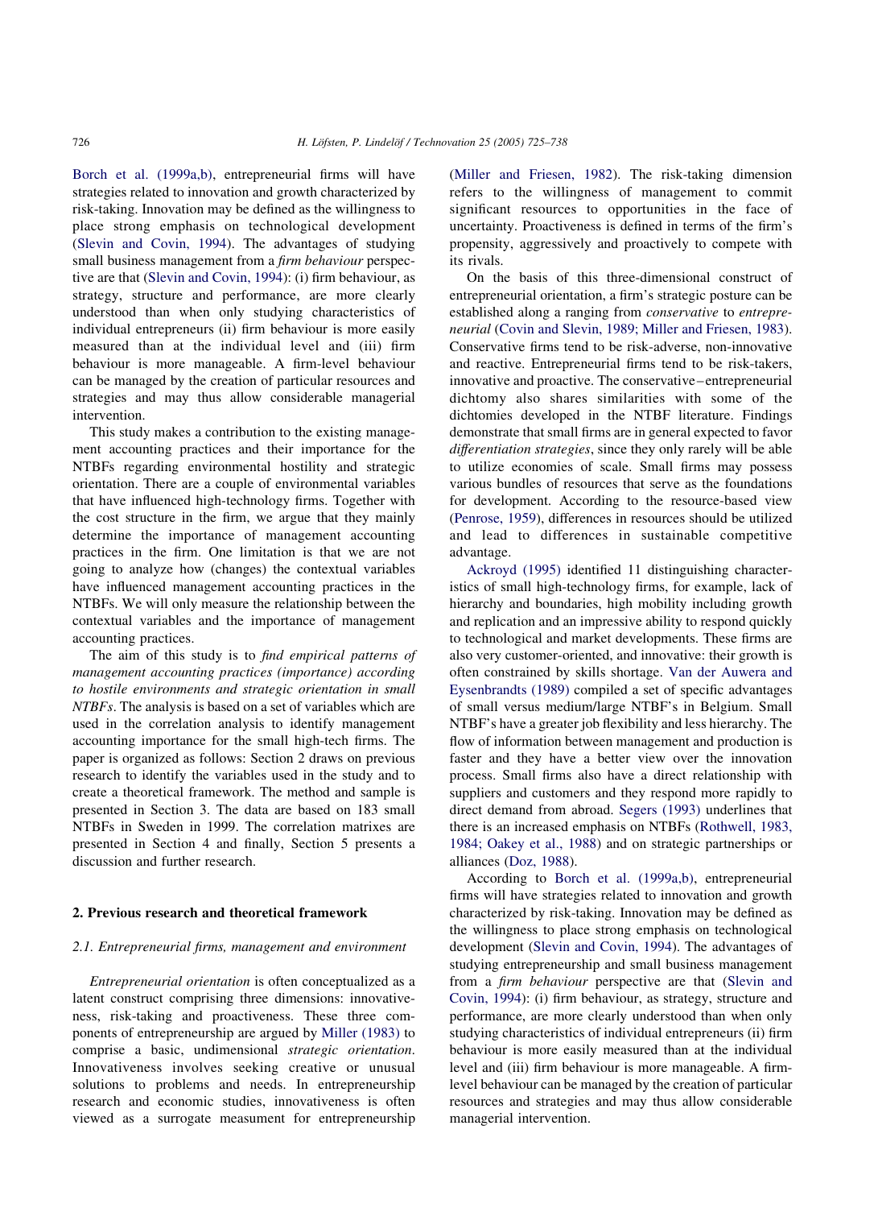Borch et al. (1999a,b), entrepreneurial firms will have strategies related to innovation and growth characterized by risk-taking. Innovation may be defined as the willingness to place strong emphasis on technological development (Slevin and Covin, 1994). The advantages of studying small business management from a *firm behaviour* perspective are that (Slevin and Covin, 1994): (i) firm behaviour, as strategy, structure and performance, are more clearly understood than when only studying characteristics of individual entrepreneurs (ii) firm behaviour is more easily measured than at the individual level and (iii) firm behaviour is more manageable. A firm-level behaviour can be managed by the creation of particular resources and strategies and may thus allow considerable managerial intervention.

This study makes a contribution to the existing management accounting practices and their importance for the NTBFs regarding environmental hostility and strategic orientation. There are a couple of environmental variables that have influenced high-technology firms. Together with the cost structure in the firm, we argue that they mainly determine the importance of management accounting practices in the firm. One limitation is that we are not going to analyze how (changes) the contextual variables have influenced management accounting practices in the NTBFs. We will only measure the relationship between the contextual variables and the importance of management accounting practices.

The aim of this study is to *find empirical patterns of management accounting practices (importance) according to hostile environments and strategic orientation in small NTBFs*. The analysis is based on a set of variables which are used in the correlation analysis to identify management accounting importance for the small high-tech firms. The paper is organized as follows: Section 2 draws on previous research to identify the variables used in the study and to create a theoretical framework. The method and sample is presented in Section 3. The data are based on 183 small NTBFs in Sweden in 1999. The correlation matrixes are presented in Section 4 and finally, Section 5 presents a discussion and further research.

## 2. Previous research and theoretical framework

### 2.1. Entrepreneurial firms, management and environment

*Entrepreneurial orientation* is often conceptualized as a latent construct comprising three dimensions: innovativeness, risk-taking and proactiveness. These three components of entrepreneurship are argued by Miller (1983) to comprise a basic, undimensional *strategic orientation*. Innovativeness involves seeking creative or unusual solutions to problems and needs. In entrepreneurship research and economic studies, innovativeness is often viewed as a surrogate measument for entrepreneurship (Miller and Friesen, 1982). The risk-taking dimension refers to the willingness of management to commit significant resources to opportunities in the face of uncertainty. Proactiveness is defined in terms of the firm's propensity, aggressively and proactively to compete with its rivals.

On the basis of this three-dimensional construct of entrepreneurial orientation, a firm's strategic posture can be established along a ranging from *conservative* to *entrepreneurial* (Covin and Slevin, 1989; Miller and Friesen, 1983). Conservative firms tend to be risk-adverse, non-innovative and reactive. Entrepreneurial firms tend to be risk-takers, innovative and proactive. The conservative–entrepreneurial dichtomy also shares similarities with some of the dichtomies developed in the NTBF literature. Findings demonstrate that small firms are in general expected to favor *differentiation strategies*, since they only rarely will be able to utilize economies of scale. Small firms may possess various bundles of resources that serve as the foundations for development. According to the resource-based view (Penrose, 1959), differences in resources should be utilized and lead to differences in sustainable competitive advantage.

Ackroyd (1995) identified 11 distinguishing characteristics of small high-technology firms, for example, lack of hierarchy and boundaries, high mobility including growth and replication and an impressive ability to respond quickly to technological and market developments. These firms are also very customer-oriented, and innovative: their growth is often constrained by skills shortage. Van der Auwera and Eysenbrandts (1989) compiled a set of specific advantages of small versus medium/large NTBF's in Belgium. Small NTBF's have a greater job flexibility and less hierarchy. The flow of information between management and production is faster and they have a better view over the innovation process. Small firms also have a direct relationship with suppliers and customers and they respond more rapidly to direct demand from abroad. Segers (1993) underlines that there is an increased emphasis on NTBFs (Rothwell, 1983, 1984; Oakey et al., 1988) and on strategic partnerships or alliances (Doz, 1988).

According to Borch et al. (1999a,b), entrepreneurial firms will have strategies related to innovation and growth characterized by risk-taking. Innovation may be defined as the willingness to place strong emphasis on technological development (Slevin and Covin, 1994). The advantages of studying entrepreneurship and small business management from a *firm behaviour* perspective are that (Slevin and Covin, 1994): (i) firm behaviour, as strategy, structure and performance, are more clearly understood than when only studying characteristics of individual entrepreneurs (ii) firm behaviour is more easily measured than at the individual level and (iii) firm behaviour is more manageable. A firm-level behaviour can be managed by the creation of particular resources and strategies and may thus allow considerable managerial intervention.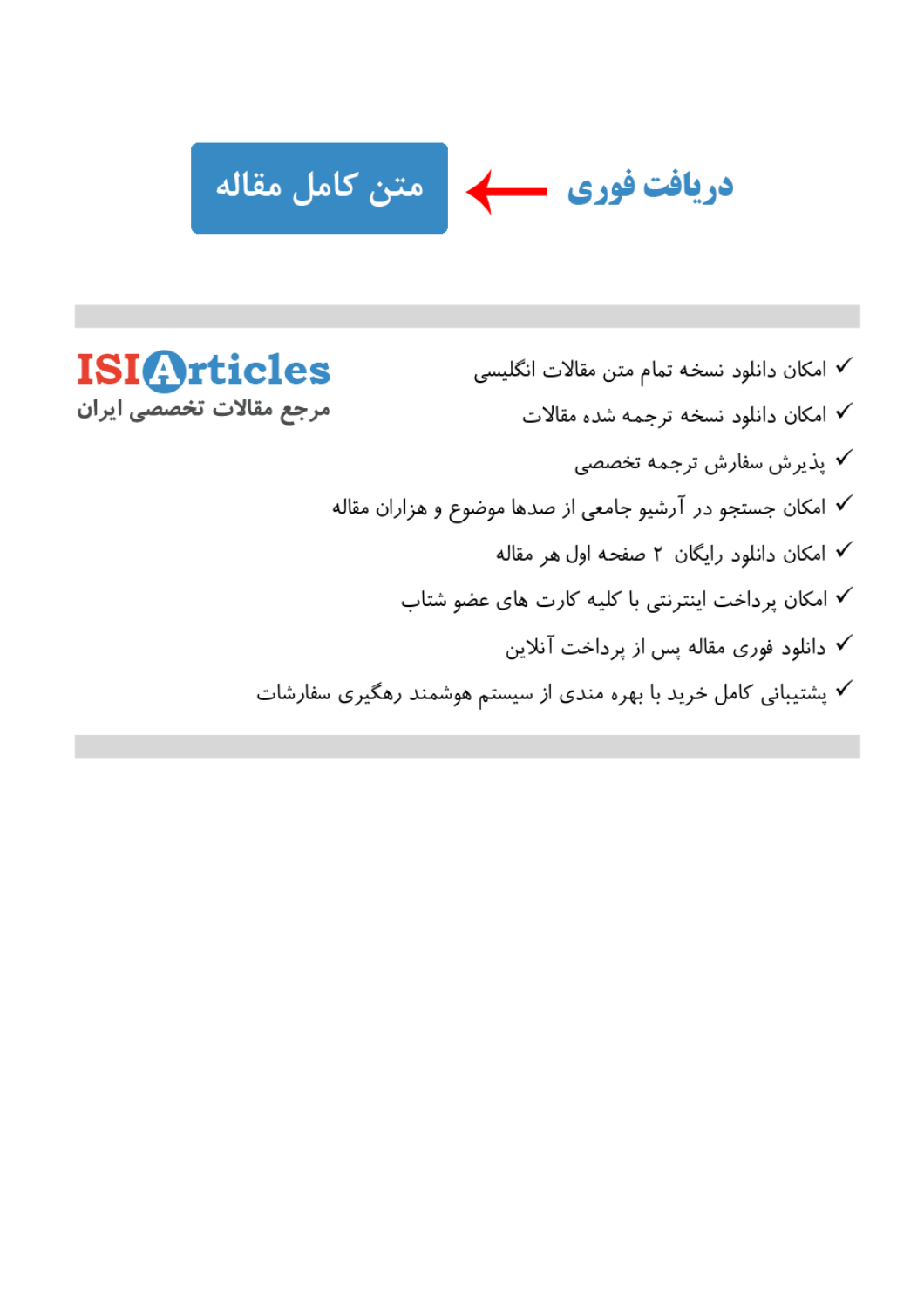دریافت فوری ← متن کامل مقاله

**ISIArticles**
مرجع مقالات تخصصی ایران

- ✓ امکان دانلود نسخه تمام متن مقالات انگلیسی
- ✓ امکان دانلود نسخه ترجمه شده مقالات
- ✓ پذیرش سفارش ترجمه تخصصی
- ✓ امکان جستجو در آرشیو جامعی از صدها موضوع و هزاران مقاله
- ✓ امکان دانلود رایگان ۲ صفحه اول هر مقاله
- ✓ امکان پرداخت اینترنتی با کلیه کارت های عضو شتاب
- ✓ دانلود فوری مقاله پس از پرداخت آنلاین
- ✓ پشتیبانی کامل خرید با بهره مندی از سیستم هوشمند رهگیری سفارشات